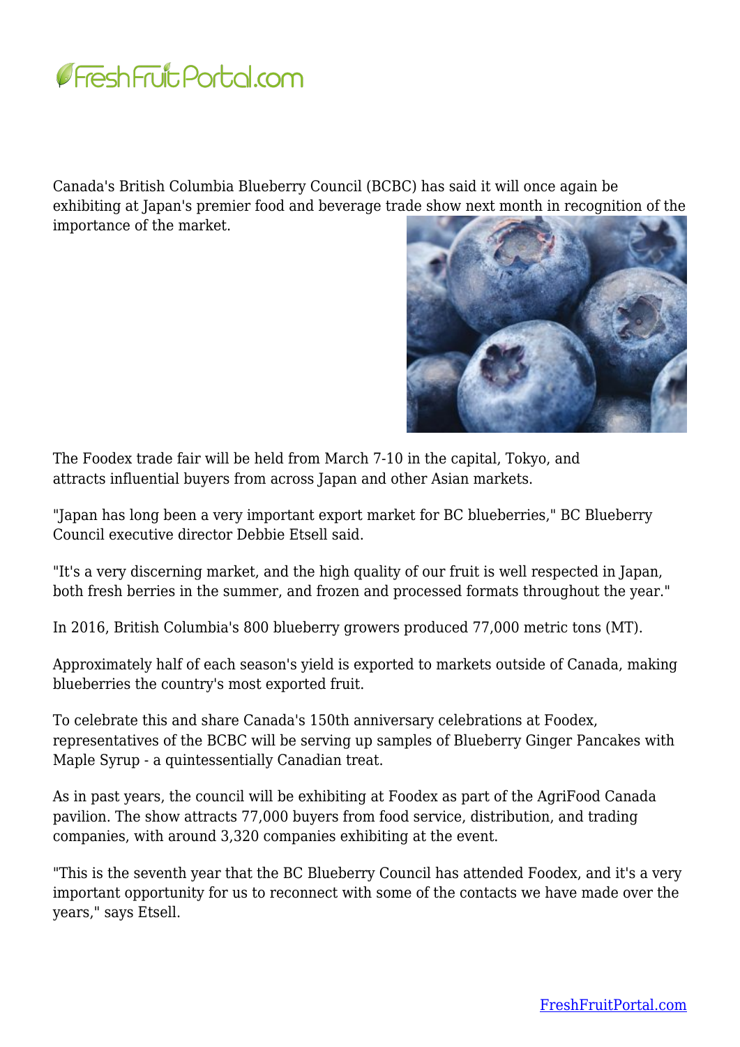Canada's British Columbia Blueberry Council (BCBC) has said it will once again be exhibiting at Japan's premier food and beverage trade show next month in recognition of the importance of the market.

The Foodex trade fair will be held from March 7-10 in the capital, Tokyo, and attracts influential buyers from across Japan and other Asian markets.

"Japan has long been a very important export market for BC blueberries," BC Blueberry Council executive director Debbie Etsell said.

"It's a very discerning market, and the high quality of our fruit is well respected in Japan, both fresh berries in the summer, and frozen and processed formats throughout the year."

In 2016, British Columbia's 800 blueberry growers produced 77,000 metric tons (MT).

Approximately half of each season's yield is exported to markets outside of Canada, making blueberries the country's most exported fruit.

To celebrate this and share Canada's 150th anniversary celebrations at Foodex, representatives of the BCBC will be serving up samples of Blueberry Ginger Pancakes with Maple Syrup - a quintessentially Canadian treat.

As in past years, the council will be exhibiting at Foodex as part of the AgriFood Canada pavilion. The show attracts 77,000 buyers from food service, distribution, and trading companies, with around 3,320 companies exhibiting at the event.

"This is the seventh year that the BC Blueberry Council has attended Foodex, and it's a very important opportunity for us to reconnect with some of the contacts we have made over the years," says Etsell.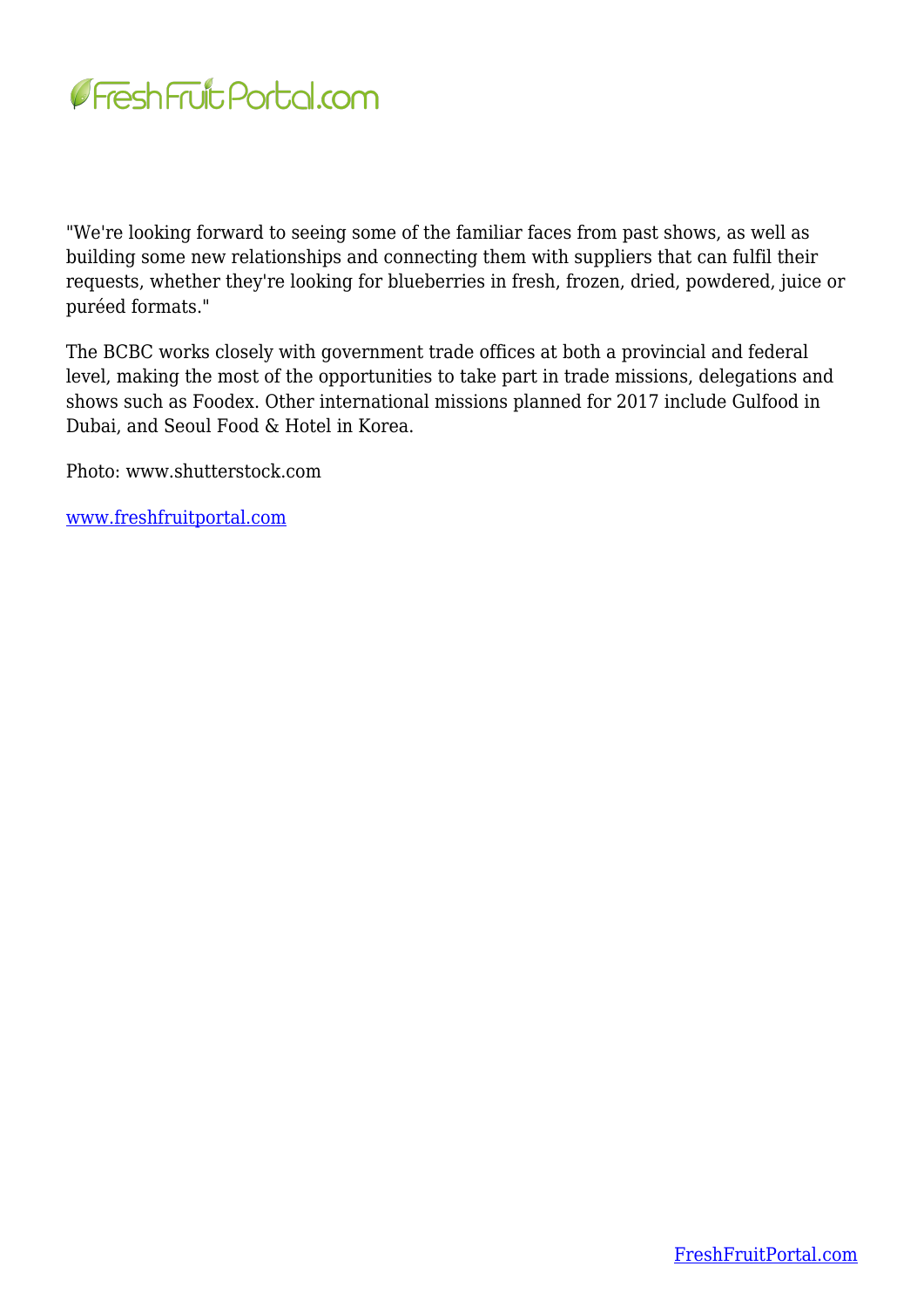"We're looking forward to seeing some of the familiar faces from past shows, as well as building some new relationships and connecting them with suppliers that can fulfil their requests, whether they're looking for blueberries in fresh, frozen, dried, powdered, juice or puréed formats."

The BCBC works closely with government trade offices at both a provincial and federal level, making the most of the opportunities to take part in trade missions, delegations and shows such as Foodex. Other international missions planned for 2017 include Gulfood in Dubai, and Seoul Food & Hotel in Korea.

Photo: www.shutterstock.com

www.freshfruitportal.com